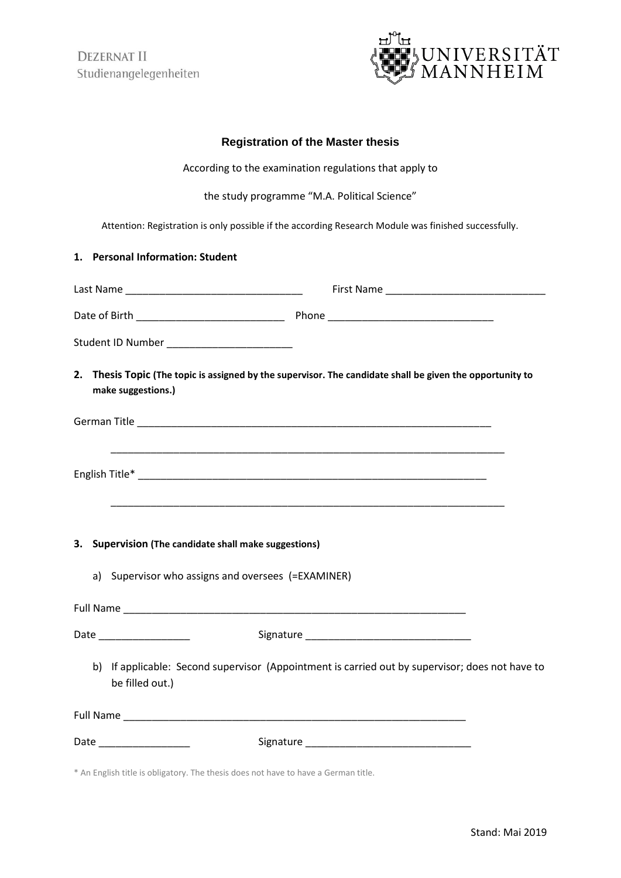DEZERNAT II
Studienangelegenheiten

UNIVERSITÄT MANNHEIM

# Registration of the Master thesis

According to the examination regulations that apply to

the study programme "M.A. Political Science"

Attention: Registration is only possible if the according Research Module was finished successfully.

## 1. Personal Information: Student

Last Name _______________________________ First Name ____________________________

Date of Birth __________________________ Phone ______________________________

Student ID Number ______________________

## 2. Thesis Topic (The topic is assigned by the supervisor. The candidate shall be given the opportunity to make suggestions.)

German Title _______________________________________________________________

_______________________________________________________________________

English Title* ______________________________________________________________

_______________________________________________________________________

## 3. Supervision (The candidate shall make suggestions)

a) Supervisor who assigns and oversees (=EXAMINER)

Full Name ____________________________________________________________

Date ________________ Signature _____________________________

b) If applicable: Second supervisor (Appointment is carried out by supervisor; does not have to be filled out.)

Full Name ____________________________________________________________

Date ________________ Signature _____________________________

* An English title is obligatory. The thesis does not have to have a German title.

Stand: Mai 2019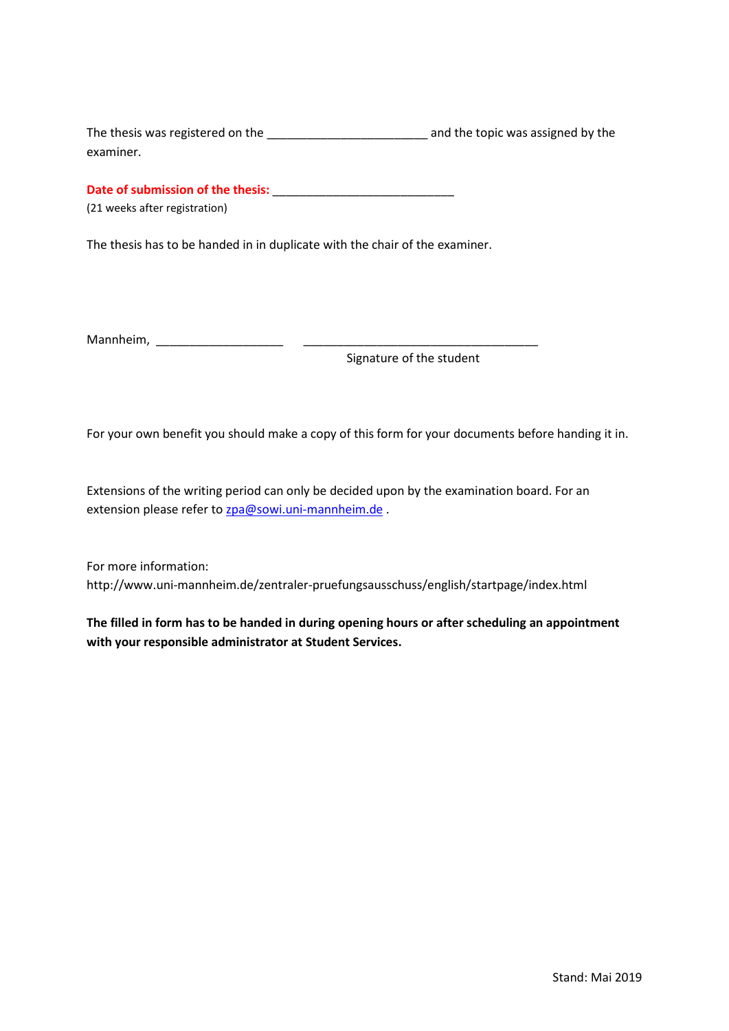The thesis was registered on the ________________________ and the topic was assigned by the examiner.

**Date of submission of the thesis:** ___________________________
(21 weeks after registration)

The thesis has to be handed in in duplicate with the chair of the examiner.

Mannheim, ___________________ ___________________________________
Signature of the student

For your own benefit you should make a copy of this form for your documents before handing it in.

Extensions of the writing period can only be decided upon by the examination board. For an extension please refer to zpa@sowi.uni-mannheim.de .

For more information:
http://www.uni-mannheim.de/zentraler-pruefungsausschuss/english/startpage/index.html

**The filled in form has to be handed in during opening hours or after scheduling an appointment with your responsible administrator at Student Services.**

Stand: Mai 2019